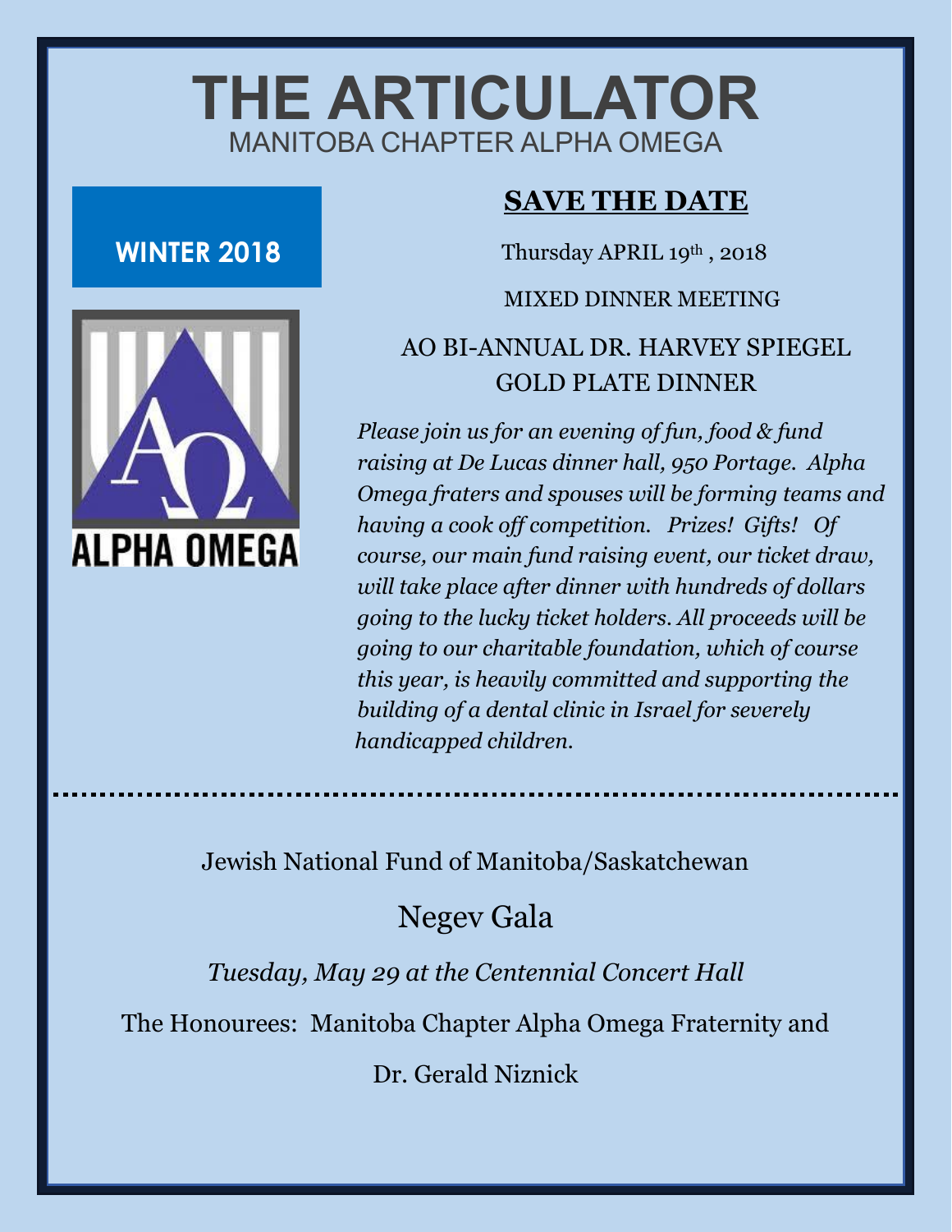# THE ARTICULATOR

MANITOBA CHAPTER ALPHA OMEGA

**WINTER 2018**

ALPHA OMEGA

## SAVE THE DATE

Thursday APRIL 19th , 2018

MIXED DINNER MEETING

AO BI-ANNUAL DR. HARVEY SPIEGEL GOLD PLATE DINNER

*Please join us for an evening of fun, food & fund raising at De Lucas dinner hall, 950 Portage. Alpha Omega fraters and spouses will be forming teams and having a cook off competition. Prizes! Gifts! Of course, our main fund raising event, our ticket draw, will take place after dinner with hundreds of dollars going to the lucky ticket holders. All proceeds will be going to our charitable foundation, which of course this year, is heavily committed and supporting the building of a dental clinic in Israel for severely handicapped children.*

---

Jewish National Fund of Manitoba/Saskatchewan

## Negev Gala

*Tuesday, May 29 at the Centennial Concert Hall*

The Honourees: Manitoba Chapter Alpha Omega Fraternity and

Dr. Gerald Niznick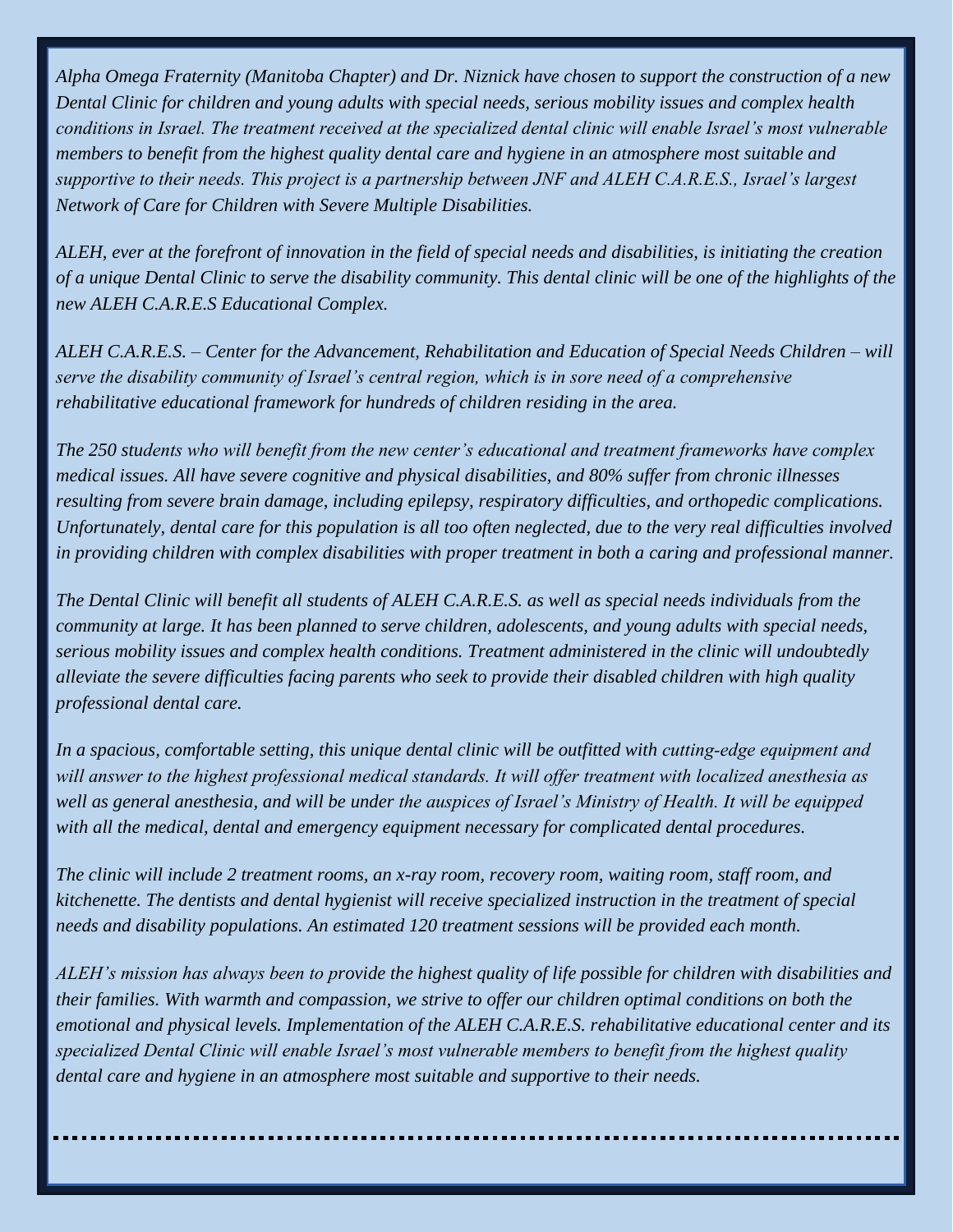*Alpha Omega Fraternity (Manitoba Chapter) and Dr. Niznick have chosen to support the construction of a new Dental Clinic for children and young adults with special needs, serious mobility issues and complex health conditions in Israel. The treatment received at the specialized dental clinic will enable Israel's most vulnerable members to benefit from the highest quality dental care and hygiene in an atmosphere most suitable and supportive to their needs. This project is a partnership between JNF and ALEH C.A.R.E.S., Israel's largest Network of Care for Children with Severe Multiple Disabilities.*

*ALEH, ever at the forefront of innovation in the field of special needs and disabilities, is initiating the creation of a unique Dental Clinic to serve the disability community. This dental clinic will be one of the highlights of the new ALEH C.A.R.E.S Educational Complex.*

*ALEH C.A.R.E.S. – Center for the Advancement, Rehabilitation and Education of Special Needs Children – will serve the disability community of Israel's central region, which is in sore need of a comprehensive rehabilitative educational framework for hundreds of children residing in the area.*

*The 250 students who will benefit from the new center's educational and treatment frameworks have complex medical issues. All have severe cognitive and physical disabilities, and 80% suffer from chronic illnesses resulting from severe brain damage, including epilepsy, respiratory difficulties, and orthopedic complications. Unfortunately, dental care for this population is all too often neglected, due to the very real difficulties involved in providing children with complex disabilities with proper treatment in both a caring and professional manner.*

*The Dental Clinic will benefit all students of ALEH C.A.R.E.S. as well as special needs individuals from the community at large. It has been planned to serve children, adolescents, and young adults with special needs, serious mobility issues and complex health conditions. Treatment administered in the clinic will undoubtedly alleviate the severe difficulties facing parents who seek to provide their disabled children with high quality professional dental care.*

*In a spacious, comfortable setting, this unique dental clinic will be outfitted with cutting-edge equipment and will answer to the highest professional medical standards. It will offer treatment with localized anesthesia as well as general anesthesia, and will be under the auspices of Israel's Ministry of Health. It will be equipped with all the medical, dental and emergency equipment necessary for complicated dental procedures.*

*The clinic will include 2 treatment rooms, an x-ray room, recovery room, waiting room, staff room, and kitchenette. The dentists and dental hygienist will receive specialized instruction in the treatment of special needs and disability populations. An estimated 120 treatment sessions will be provided each month.*

*ALEH's mission has always been to provide the highest quality of life possible for children with disabilities and their families. With warmth and compassion, we strive to offer our children optimal conditions on both the emotional and physical levels. Implementation of the ALEH C.A.R.E.S. rehabilitative educational center and its specialized Dental Clinic will enable Israel's most vulnerable members to benefit from the highest quality dental care and hygiene in an atmosphere most suitable and supportive to their needs.*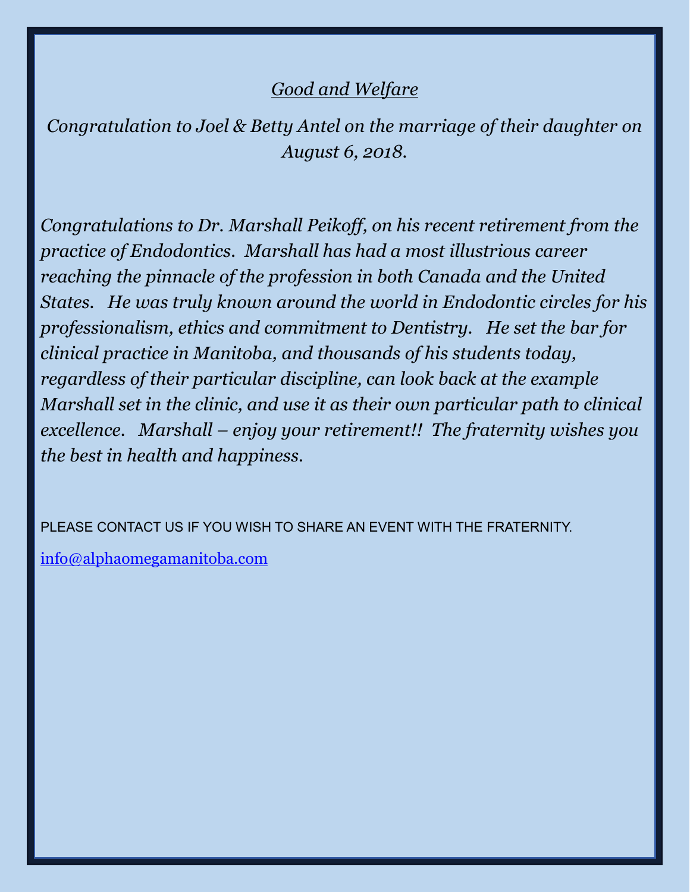## *Good and Welfare*

*Congratulation to Joel & Betty Antel on the marriage of their daughter on August 6, 2018.*

*Congratulations to Dr. Marshall Peikoff, on his recent retirement from the practice of Endodontics. Marshall has had a most illustrious career reaching the pinnacle of the profession in both Canada and the United States. He was truly known around the world in Endodontic circles for his professionalism, ethics and commitment to Dentistry. He set the bar for clinical practice in Manitoba, and thousands of his students today, regardless of their particular discipline, can look back at the example Marshall set in the clinic, and use it as their own particular path to clinical excellence. Marshall – enjoy your retirement!! The fraternity wishes you the best in health and happiness.*

PLEASE CONTACT US IF YOU WISH TO SHARE AN EVENT WITH THE FRATERNITY.

info@alphaomegamanitoba.com